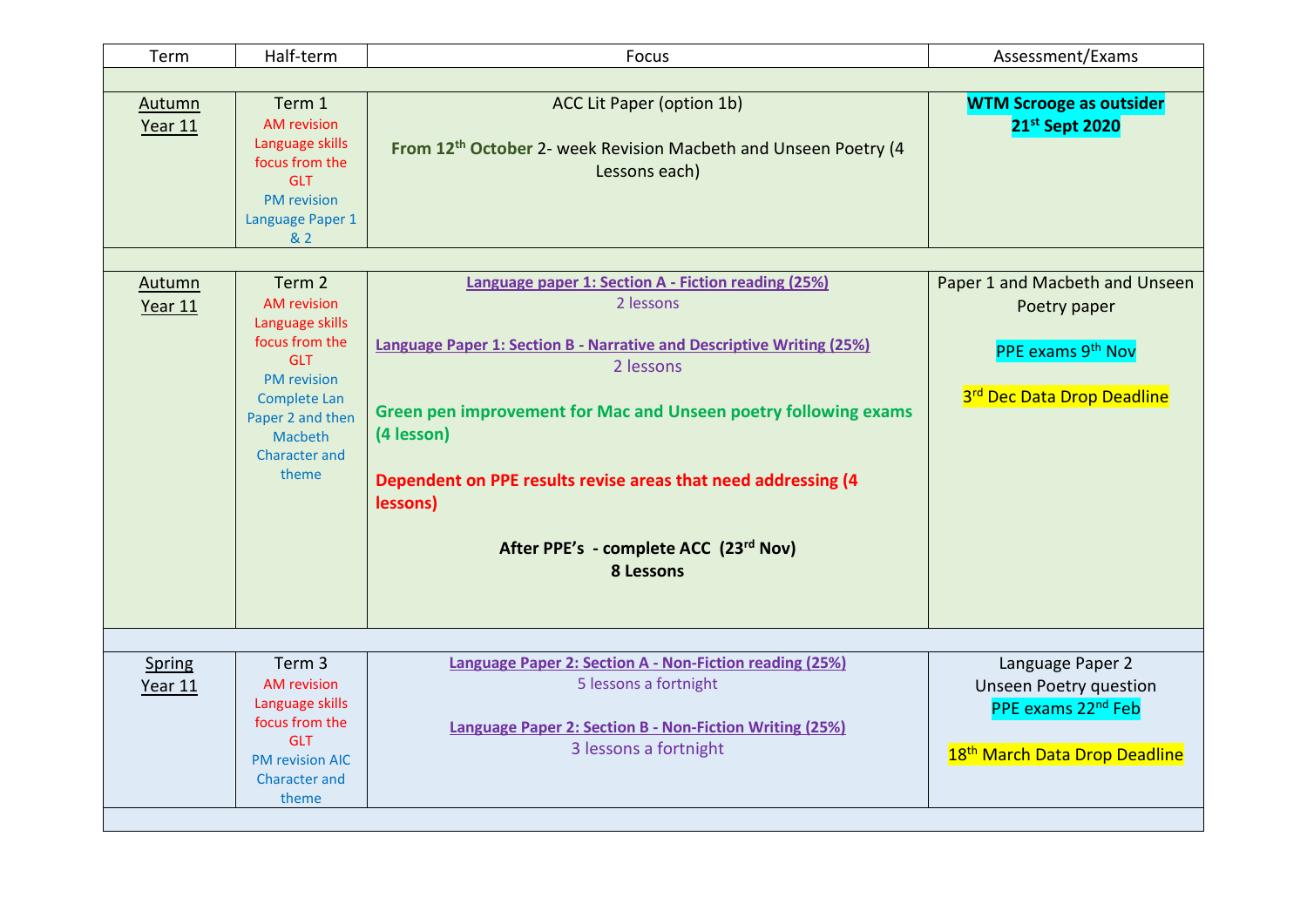| Term | Half-term | Focus | Assessment/Exams |
|---|---|---|---|
| | | | |
| Autumn Year 11 | Term 1<br>AM revision Language skills focus from the GLT<br>PM revision Language Paper 1 & 2 | ACC Lit Paper (option 1b)<br><br>**From 12th October** 2- week Revision Macbeth and Unseen Poetry (4 Lessons each) | **WTM Scrooge as outsider**<br>**21st Sept 2020** |
| | | | |
| Autumn Year 11 | Term 2<br>AM revision Language skills focus from the GLT<br>PM revision Complete Lan Paper 2 and then Macbeth Character and theme | **Language paper 1: Section A - Fiction reading (25%)**<br>2 lessons<br><br>**Language Paper 1: Section B - Narrative and Descriptive Writing (25%)**<br>2 lessons<br><br>**Green pen improvement for Mac and Unseen poetry following exams (4 lesson)**<br><br>**Dependent on PPE results revise areas that need addressing (4 lessons)**<br><br>**After PPE's - complete ACC (23rd Nov)**<br>**8 Lessons** | Paper 1 and Macbeth and Unseen Poetry paper<br><br>PPE exams 9th Nov<br><br>3rd Dec Data Drop Deadline |
| | | | |
| Spring Year 11 | Term 3<br>AM revision Language skills focus from the GLT<br>PM revision AIC Character and theme | **Language Paper 2: Section A - Non-Fiction reading (25%)**<br>5 lessons a fortnight<br><br>**Language Paper 2: Section B - Non-Fiction Writing (25%)**<br>3 lessons a fortnight | Language Paper 2<br>Unseen Poetry question<br>PPE exams 22nd Feb<br><br>18th March Data Drop Deadline |
| | | | |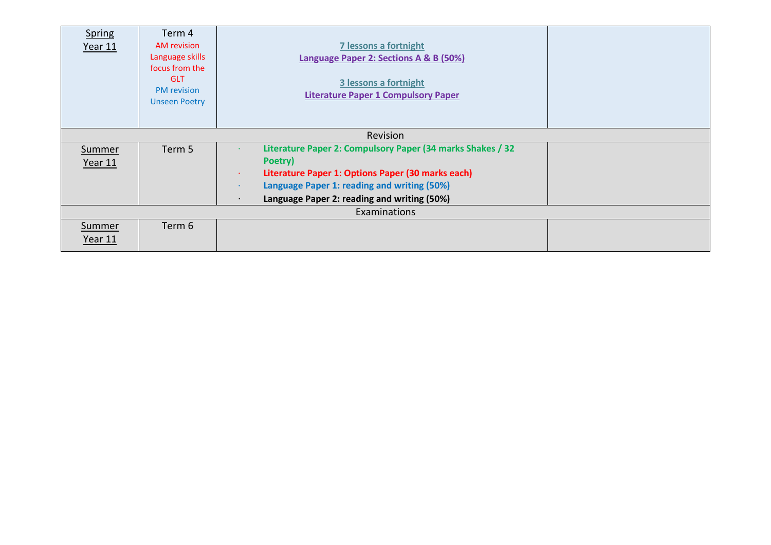| | | | |
|---|---|---|---|
| Spring Year 11 | Term 4<br>AM revision<br>Language skills focus from the GLT<br>PM revision<br>Unseen Poetry | **7 lessons a fortnight**<br>**Language Paper 2: Sections A & B (50%)**<br><br>**3 lessons a fortnight**<br>**Literature Paper 1 Compulsory Paper** | |
| Revision | | | |
| Summer Year 11 | Term 5 | · **Literature Paper 2: Compulsory Paper (34 marks Shakes / 32 Poetry)**<br>· **Literature Paper 1: Options Paper (30 marks each)**<br>· **Language Paper 1: reading and writing (50%)**<br>· **Language Paper 2: reading and writing (50%)** | |
| Examinations | | | |
| Summer Year 11 | Term 6 | | |